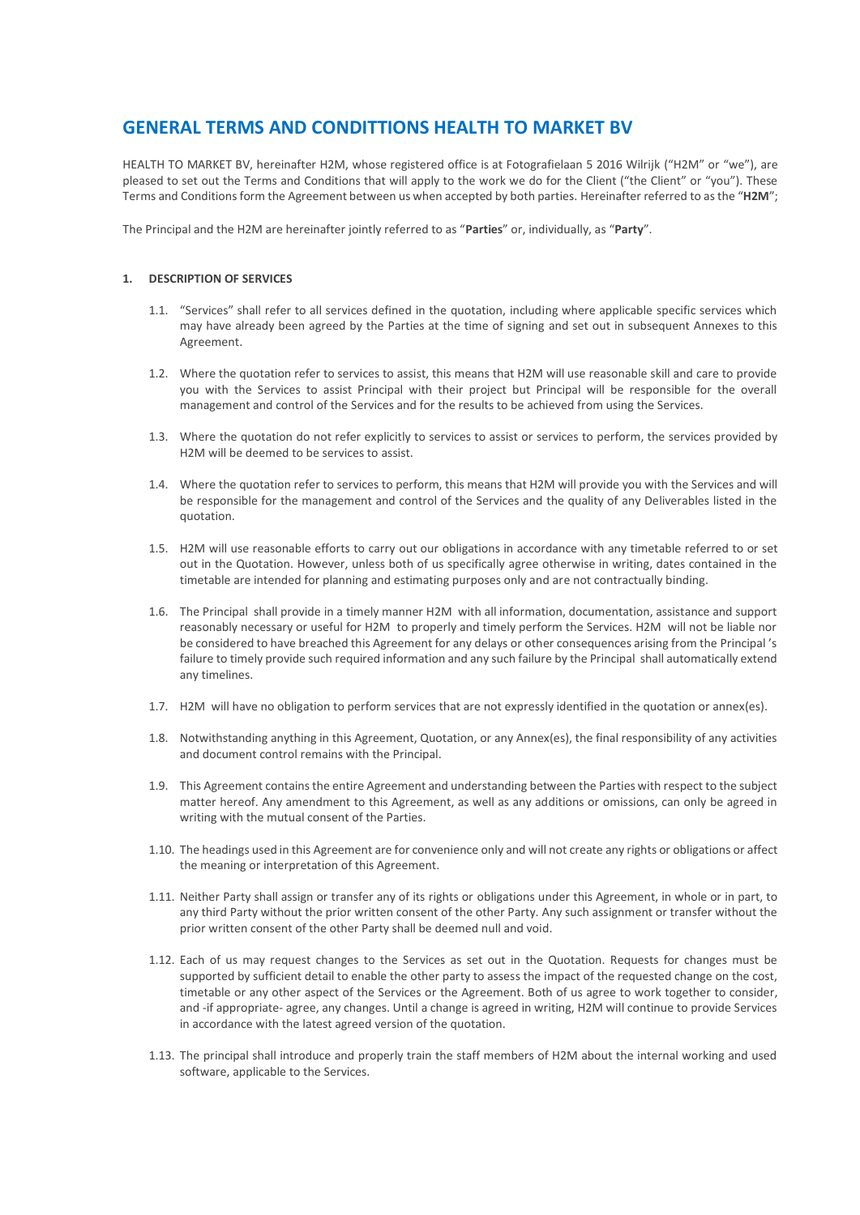# GENERAL TERMS AND CONDITTIONS HEALTH TO MARKET BV

HEALTH TO MARKET BV, hereinafter H2M, whose registered office is at Fotografielaan 5 2016 Wilrijk ("H2M" or "we"), are pleased to set out the Terms and Conditions that will apply to the work we do for the Client ("the Client" or "you"). These Terms and Conditions form the Agreement between us when accepted by both parties. Hereinafter referred to as the "**H2M**";

The Principal and the H2M are hereinafter jointly referred to as "**Parties**" or, individually, as "**Party**".

## 1. DESCRIPTION OF SERVICES

1.1. "Services" shall refer to all services defined in the quotation, including where applicable specific services which may have already been agreed by the Parties at the time of signing and set out in subsequent Annexes to this Agreement.

1.2. Where the quotation refer to services to assist, this means that H2M will use reasonable skill and care to provide you with the Services to assist Principal with their project but Principal will be responsible for the overall management and control of the Services and for the results to be achieved from using the Services.

1.3. Where the quotation do not refer explicitly to services to assist or services to perform, the services provided by H2M will be deemed to be services to assist.

1.4. Where the quotation refer to services to perform, this means that H2M will provide you with the Services and will be responsible for the management and control of the Services and the quality of any Deliverables listed in the quotation.

1.5. H2M will use reasonable efforts to carry out our obligations in accordance with any timetable referred to or set out in the Quotation. However, unless both of us specifically agree otherwise in writing, dates contained in the timetable are intended for planning and estimating purposes only and are not contractually binding.

1.6. The Principal shall provide in a timely manner H2M with all information, documentation, assistance and support reasonably necessary or useful for H2M to properly and timely perform the Services. H2M will not be liable nor be considered to have breached this Agreement for any delays or other consequences arising from the Principal 's failure to timely provide such required information and any such failure by the Principal shall automatically extend any timelines.

1.7. H2M will have no obligation to perform services that are not expressly identified in the quotation or annex(es).

1.8. Notwithstanding anything in this Agreement, Quotation, or any Annex(es), the final responsibility of any activities and document control remains with the Principal.

1.9. This Agreement contains the entire Agreement and understanding between the Parties with respect to the subject matter hereof. Any amendment to this Agreement, as well as any additions or omissions, can only be agreed in writing with the mutual consent of the Parties.

1.10. The headings used in this Agreement are for convenience only and will not create any rights or obligations or affect the meaning or interpretation of this Agreement.

1.11. Neither Party shall assign or transfer any of its rights or obligations under this Agreement, in whole or in part, to any third Party without the prior written consent of the other Party. Any such assignment or transfer without the prior written consent of the other Party shall be deemed null and void.

1.12. Each of us may request changes to the Services as set out in the Quotation. Requests for changes must be supported by sufficient detail to enable the other party to assess the impact of the requested change on the cost, timetable or any other aspect of the Services or the Agreement. Both of us agree to work together to consider, and -if appropriate- agree, any changes. Until a change is agreed in writing, H2M will continue to provide Services in accordance with the latest agreed version of the quotation.

1.13. The principal shall introduce and properly train the staff members of H2M about the internal working and used software, applicable to the Services.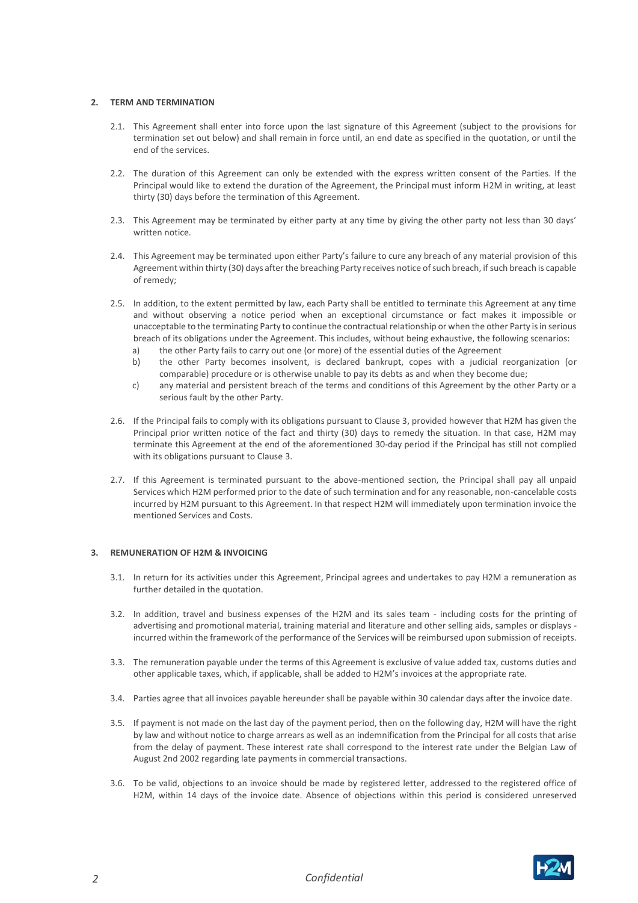## 2. TERM AND TERMINATION

2.1. This Agreement shall enter into force upon the last signature of this Agreement (subject to the provisions for termination set out below) and shall remain in force until, an end date as specified in the quotation, or until the end of the services.

2.2. The duration of this Agreement can only be extended with the express written consent of the Parties. If the Principal would like to extend the duration of the Agreement, the Principal must inform H2M in writing, at least thirty (30) days before the termination of this Agreement.

2.3. This Agreement may be terminated by either party at any time by giving the other party not less than 30 days' written notice.

2.4. This Agreement may be terminated upon either Party's failure to cure any breach of any material provision of this Agreement within thirty (30) days after the breaching Party receives notice of such breach, if such breach is capable of remedy;

2.5. In addition, to the extent permitted by law, each Party shall be entitled to terminate this Agreement at any time and without observing a notice period when an exceptional circumstance or fact makes it impossible or unacceptable to the terminating Party to continue the contractual relationship or when the other Party is in serious breach of its obligations under the Agreement. This includes, without being exhaustive, the following scenarios:

a) the other Party fails to carry out one (or more) of the essential duties of the Agreement

b) the other Party becomes insolvent, is declared bankrupt, copes with a judicial reorganization (or comparable) procedure or is otherwise unable to pay its debts as and when they become due;

c) any material and persistent breach of the terms and conditions of this Agreement by the other Party or a serious fault by the other Party.

2.6. If the Principal fails to comply with its obligations pursuant to Clause 3, provided however that H2M has given the Principal prior written notice of the fact and thirty (30) days to remedy the situation. In that case, H2M may terminate this Agreement at the end of the aforementioned 30-day period if the Principal has still not complied with its obligations pursuant to Clause 3.

2.7. If this Agreement is terminated pursuant to the above-mentioned section, the Principal shall pay all unpaid Services which H2M performed prior to the date of such termination and for any reasonable, non-cancelable costs incurred by H2M pursuant to this Agreement. In that respect H2M will immediately upon termination invoice the mentioned Services and Costs.

## 3. REMUNERATION OF H2M & INVOICING

3.1. In return for its activities under this Agreement, Principal agrees and undertakes to pay H2M a remuneration as further detailed in the quotation.

3.2. In addition, travel and business expenses of the H2M and its sales team - including costs for the printing of advertising and promotional material, training material and literature and other selling aids, samples or displays - incurred within the framework of the performance of the Services will be reimbursed upon submission of receipts.

3.3. The remuneration payable under the terms of this Agreement is exclusive of value added tax, customs duties and other applicable taxes, which, if applicable, shall be added to H2M's invoices at the appropriate rate.

3.4. Parties agree that all invoices payable hereunder shall be payable within 30 calendar days after the invoice date.

3.5. If payment is not made on the last day of the payment period, then on the following day, H2M will have the right by law and without notice to charge arrears as well as an indemnification from the Principal for all costs that arise from the delay of payment. These interest rate shall correspond to the interest rate under the Belgian Law of August 2nd 2002 regarding late payments in commercial transactions.

3.6. To be valid, objections to an invoice should be made by registered letter, addressed to the registered office of H2M, within 14 days of the invoice date. Absence of objections within this period is considered unreserved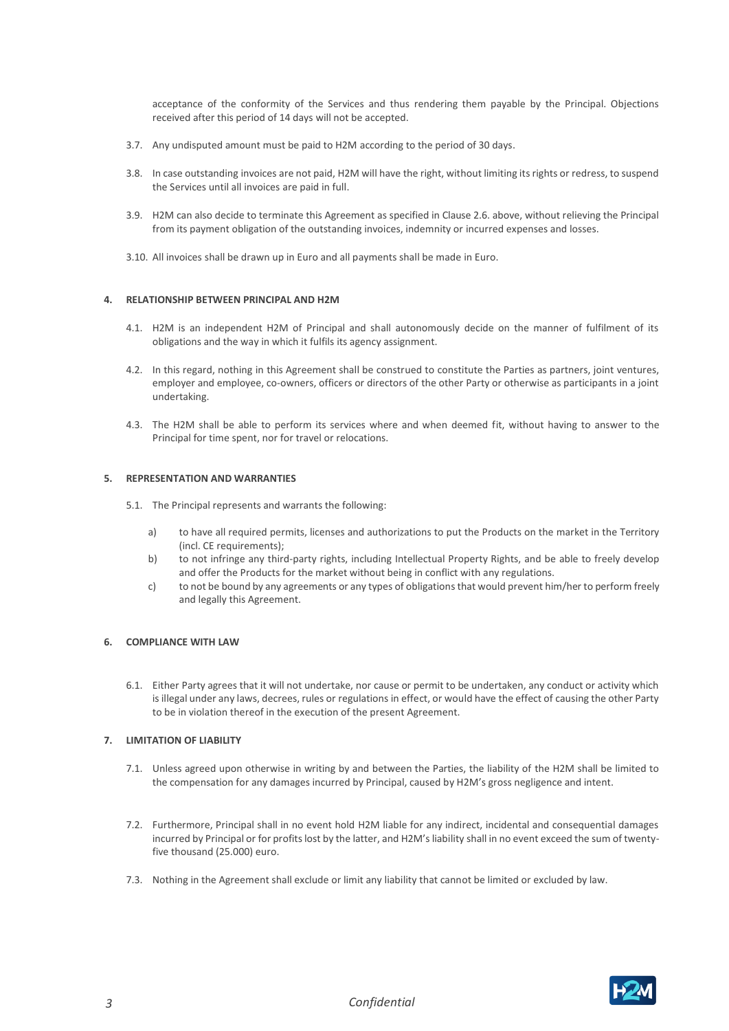acceptance of the conformity of the Services and thus rendering them payable by the Principal. Objections received after this period of 14 days will not be accepted.

3.7. Any undisputed amount must be paid to H2M according to the period of 30 days.

3.8. In case outstanding invoices are not paid, H2M will have the right, without limiting its rights or redress, to suspend the Services until all invoices are paid in full.

3.9. H2M can also decide to terminate this Agreement as specified in Clause 2.6. above, without relieving the Principal from its payment obligation of the outstanding invoices, indemnity or incurred expenses and losses.

3.10. All invoices shall be drawn up in Euro and all payments shall be made in Euro.

## 4. RELATIONSHIP BETWEEN PRINCIPAL AND H2M

4.1. H2M is an independent H2M of Principal and shall autonomously decide on the manner of fulfilment of its obligations and the way in which it fulfils its agency assignment.

4.2. In this regard, nothing in this Agreement shall be construed to constitute the Parties as partners, joint ventures, employer and employee, co-owners, officers or directors of the other Party or otherwise as participants in a joint undertaking.

4.3. The H2M shall be able to perform its services where and when deemed fit, without having to answer to the Principal for time spent, nor for travel or relocations.

## 5. REPRESENTATION AND WARRANTIES

5.1. The Principal represents and warrants the following:

a) to have all required permits, licenses and authorizations to put the Products on the market in the Territory (incl. CE requirements);

b) to not infringe any third-party rights, including Intellectual Property Rights, and be able to freely develop and offer the Products for the market without being in conflict with any regulations.

c) to not be bound by any agreements or any types of obligations that would prevent him/her to perform freely and legally this Agreement.

## 6. COMPLIANCE WITH LAW

6.1. Either Party agrees that it will not undertake, nor cause or permit to be undertaken, any conduct or activity which is illegal under any laws, decrees, rules or regulations in effect, or would have the effect of causing the other Party to be in violation thereof in the execution of the present Agreement.

## 7. LIMITATION OF LIABILITY

7.1. Unless agreed upon otherwise in writing by and between the Parties, the liability of the H2M shall be limited to the compensation for any damages incurred by Principal, caused by H2M's gross negligence and intent.

7.2. Furthermore, Principal shall in no event hold H2M liable for any indirect, incidental and consequential damages incurred by Principal or for profits lost by the latter, and H2M's liability shall in no event exceed the sum of twenty-five thousand (25.000) euro.

7.3. Nothing in the Agreement shall exclude or limit any liability that cannot be limited or excluded by law.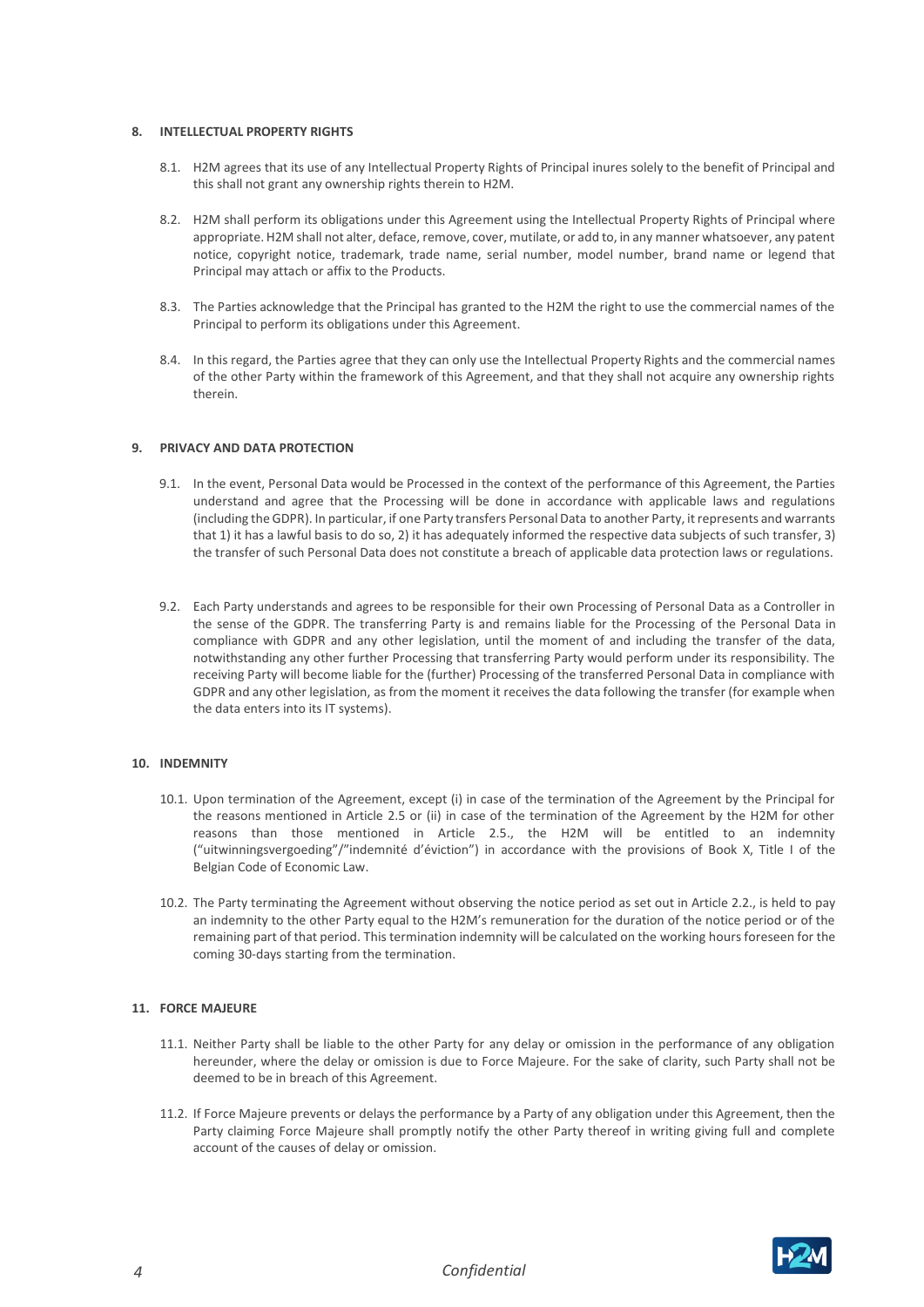## 8. INTELLECTUAL PROPERTY RIGHTS

8.1. H2M agrees that its use of any Intellectual Property Rights of Principal inures solely to the benefit of Principal and this shall not grant any ownership rights therein to H2M.

8.2. H2M shall perform its obligations under this Agreement using the Intellectual Property Rights of Principal where appropriate. H2M shall not alter, deface, remove, cover, mutilate, or add to, in any manner whatsoever, any patent notice, copyright notice, trademark, trade name, serial number, model number, brand name or legend that Principal may attach or affix to the Products.

8.3. The Parties acknowledge that the Principal has granted to the H2M the right to use the commercial names of the Principal to perform its obligations under this Agreement.

8.4. In this regard, the Parties agree that they can only use the Intellectual Property Rights and the commercial names of the other Party within the framework of this Agreement, and that they shall not acquire any ownership rights therein.

## 9. PRIVACY AND DATA PROTECTION

9.1. In the event, Personal Data would be Processed in the context of the performance of this Agreement, the Parties understand and agree that the Processing will be done in accordance with applicable laws and regulations (including the GDPR). In particular, if one Party transfers Personal Data to another Party, it represents and warrants that 1) it has a lawful basis to do so, 2) it has adequately informed the respective data subjects of such transfer, 3) the transfer of such Personal Data does not constitute a breach of applicable data protection laws or regulations.

9.2. Each Party understands and agrees to be responsible for their own Processing of Personal Data as a Controller in the sense of the GDPR. The transferring Party is and remains liable for the Processing of the Personal Data in compliance with GDPR and any other legislation, until the moment of and including the transfer of the data, notwithstanding any other further Processing that transferring Party would perform under its responsibility. The receiving Party will become liable for the (further) Processing of the transferred Personal Data in compliance with GDPR and any other legislation, as from the moment it receives the data following the transfer (for example when the data enters into its IT systems).

## 10. INDEMNITY

10.1. Upon termination of the Agreement, except (i) in case of the termination of the Agreement by the Principal for the reasons mentioned in Article 2.5 or (ii) in case of the termination of the Agreement by the H2M for other reasons than those mentioned in Article 2.5., the H2M will be entitled to an indemnity ("uitwinningsvergoeding"/"indemnité d'éviction") in accordance with the provisions of Book X, Title I of the Belgian Code of Economic Law.

10.2. The Party terminating the Agreement without observing the notice period as set out in Article 2.2., is held to pay an indemnity to the other Party equal to the H2M's remuneration for the duration of the notice period or of the remaining part of that period. This termination indemnity will be calculated on the working hours foreseen for the coming 30-days starting from the termination.

## 11. FORCE MAJEURE

11.1. Neither Party shall be liable to the other Party for any delay or omission in the performance of any obligation hereunder, where the delay or omission is due to Force Majeure. For the sake of clarity, such Party shall not be deemed to be in breach of this Agreement.

11.2. If Force Majeure prevents or delays the performance by a Party of any obligation under this Agreement, then the Party claiming Force Majeure shall promptly notify the other Party thereof in writing giving full and complete account of the causes of delay or omission.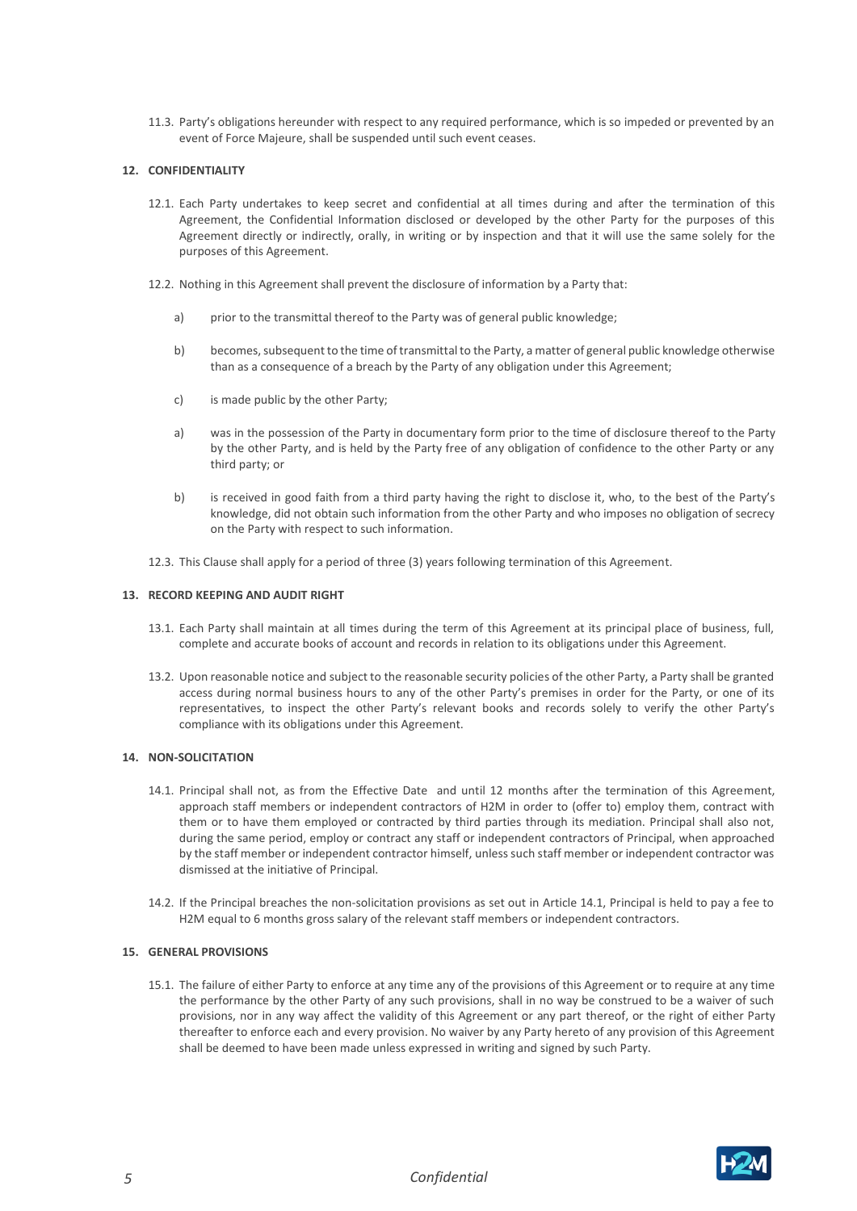11.3. Party's obligations hereunder with respect to any required performance, which is so impeded or prevented by an event of Force Majeure, shall be suspended until such event ceases.

**12. CONFIDENTIALITY**

12.1. Each Party undertakes to keep secret and confidential at all times during and after the termination of this Agreement, the Confidential Information disclosed or developed by the other Party for the purposes of this Agreement directly or indirectly, orally, in writing or by inspection and that it will use the same solely for the purposes of this Agreement.

12.2. Nothing in this Agreement shall prevent the disclosure of information by a Party that:

a) prior to the transmittal thereof to the Party was of general public knowledge;

b) becomes, subsequent to the time of transmittal to the Party, a matter of general public knowledge otherwise than as a consequence of a breach by the Party of any obligation under this Agreement;

c) is made public by the other Party;

a) was in the possession of the Party in documentary form prior to the time of disclosure thereof to the Party by the other Party, and is held by the Party free of any obligation of confidence to the other Party or any third party; or

b) is received in good faith from a third party having the right to disclose it, who, to the best of the Party's knowledge, did not obtain such information from the other Party and who imposes no obligation of secrecy on the Party with respect to such information.

12.3. This Clause shall apply for a period of three (3) years following termination of this Agreement.

**13. RECORD KEEPING AND AUDIT RIGHT**

13.1. Each Party shall maintain at all times during the term of this Agreement at its principal place of business, full, complete and accurate books of account and records in relation to its obligations under this Agreement.

13.2. Upon reasonable notice and subject to the reasonable security policies of the other Party, a Party shall be granted access during normal business hours to any of the other Party's premises in order for the Party, or one of its representatives, to inspect the other Party's relevant books and records solely to verify the other Party's compliance with its obligations under this Agreement.

**14. NON-SOLICITATION**

14.1. Principal shall not, as from the Effective Date and until 12 months after the termination of this Agreement, approach staff members or independent contractors of H2M in order to (offer to) employ them, contract with them or to have them employed or contracted by third parties through its mediation. Principal shall also not, during the same period, employ or contract any staff or independent contractors of Principal, when approached by the staff member or independent contractor himself, unless such staff member or independent contractor was dismissed at the initiative of Principal.

14.2. If the Principal breaches the non-solicitation provisions as set out in Article 14.1, Principal is held to pay a fee to H2M equal to 6 months gross salary of the relevant staff members or independent contractors.

**15. GENERAL PROVISIONS**

15.1. The failure of either Party to enforce at any time any of the provisions of this Agreement or to require at any time the performance by the other Party of any such provisions, shall in no way be construed to be a waiver of such provisions, nor in any way affect the validity of this Agreement or any part thereof, or the right of either Party thereafter to enforce each and every provision. No waiver by any Party hereto of any provision of this Agreement shall be deemed to have been made unless expressed in writing and signed by such Party.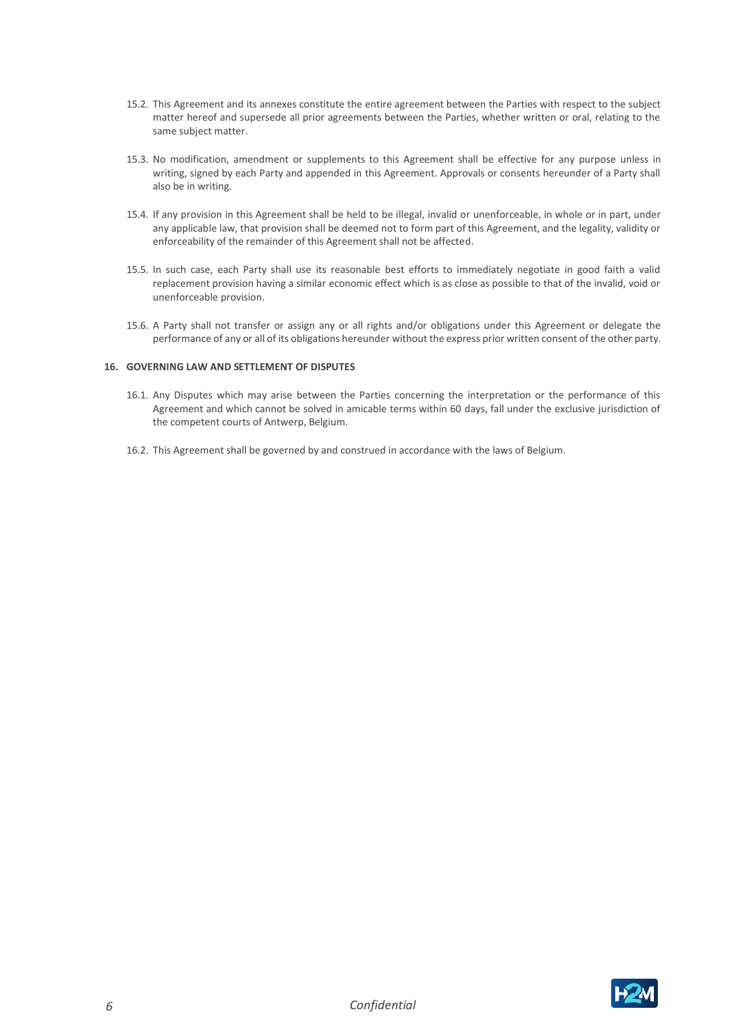15.2. This Agreement and its annexes constitute the entire agreement between the Parties with respect to the subject matter hereof and supersede all prior agreements between the Parties, whether written or oral, relating to the same subject matter.

15.3. No modification, amendment or supplements to this Agreement shall be effective for any purpose unless in writing, signed by each Party and appended in this Agreement. Approvals or consents hereunder of a Party shall also be in writing.

15.4. If any provision in this Agreement shall be held to be illegal, invalid or unenforceable, in whole or in part, under any applicable law, that provision shall be deemed not to form part of this Agreement, and the legality, validity or enforceability of the remainder of this Agreement shall not be affected.

15.5. In such case, each Party shall use its reasonable best efforts to immediately negotiate in good faith a valid replacement provision having a similar economic effect which is as close as possible to that of the invalid, void or unenforceable provision.

15.6. A Party shall not transfer or assign any or all rights and/or obligations under this Agreement or delegate the performance of any or all of its obligations hereunder without the express prior written consent of the other party.

## 16. GOVERNING LAW AND SETTLEMENT OF DISPUTES

16.1. Any Disputes which may arise between the Parties concerning the interpretation or the performance of this Agreement and which cannot be solved in amicable terms within 60 days, fall under the exclusive jurisdiction of the competent courts of Antwerp, Belgium.

16.2. This Agreement shall be governed by and construed in accordance with the laws of Belgium.